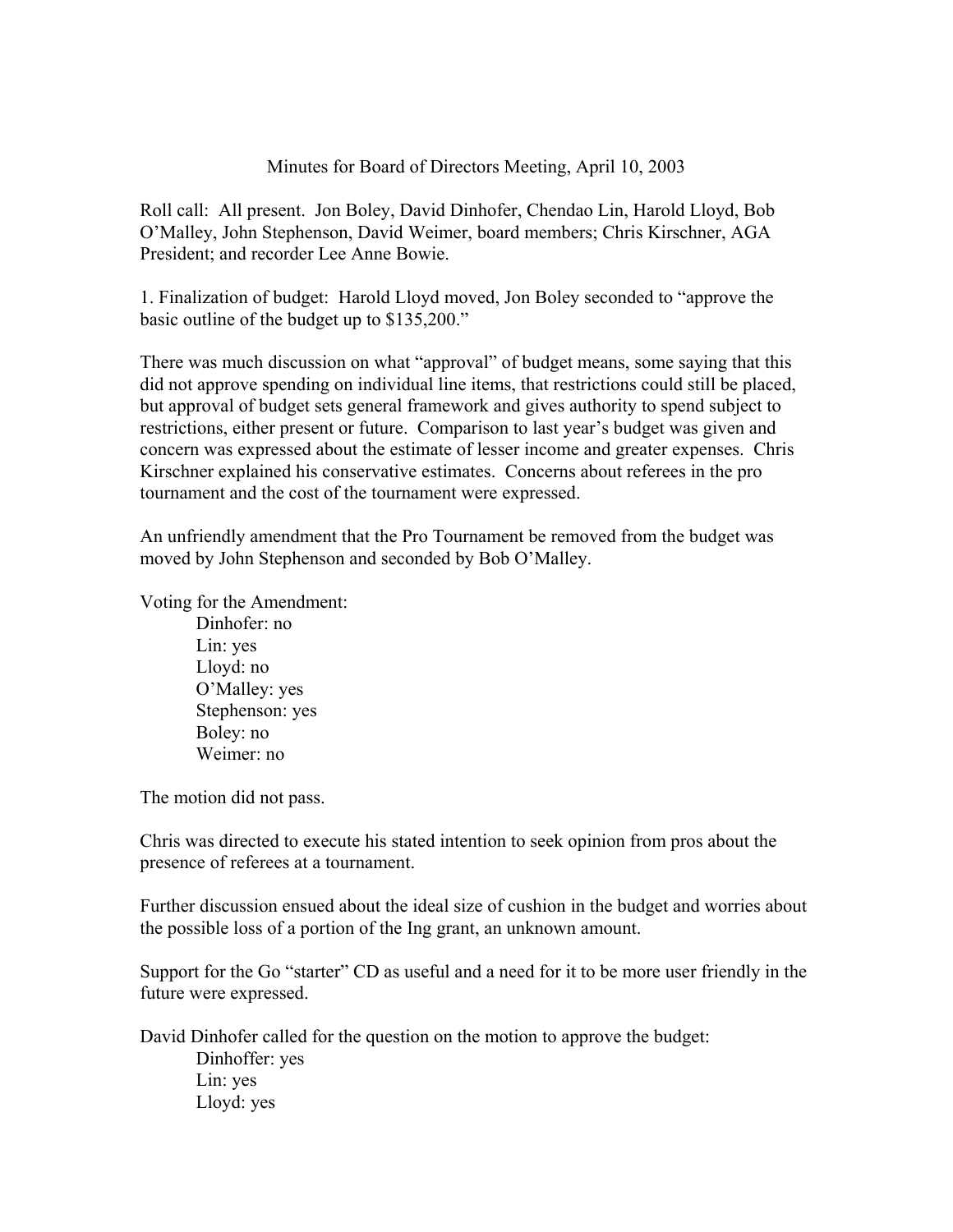Minutes for Board of Directors Meeting, April 10, 2003

Roll call: All present. Jon Boley, David Dinhofer, Chendao Lin, Harold Lloyd, Bob O'Malley, John Stephenson, David Weimer, board members; Chris Kirschner, AGA President; and recorder Lee Anne Bowie.

1. Finalization of budget: Harold Lloyd moved, Jon Boley seconded to "approve the basic outline of the budget up to $135,200."

There was much discussion on what "approval" of budget means, some saying that this did not approve spending on individual line items, that restrictions could still be placed, but approval of budget sets general framework and gives authority to spend subject to restrictions, either present or future. Comparison to last year's budget was given and concern was expressed about the estimate of lesser income and greater expenses. Chris Kirschner explained his conservative estimates. Concerns about referees in the pro tournament and the cost of the tournament were expressed.

An unfriendly amendment that the Pro Tournament be removed from the budget was moved by John Stephenson and seconded by Bob O'Malley.

Voting for the Amendment:

- Dinhofer: no
- Lin: yes
- Lloyd: no
- O'Malley: yes
- Stephenson: yes
- Boley: no
- Weimer: no

The motion did not pass.

Chris was directed to execute his stated intention to seek opinion from pros about the presence of referees at a tournament.

Further discussion ensued about the ideal size of cushion in the budget and worries about the possible loss of a portion of the Ing grant, an unknown amount.

Support for the Go "starter" CD as useful and a need for it to be more user friendly in the future were expressed.

David Dinhofer called for the question on the motion to approve the budget:

- Dinhoffer: yes
- Lin: yes
- Lloyd: yes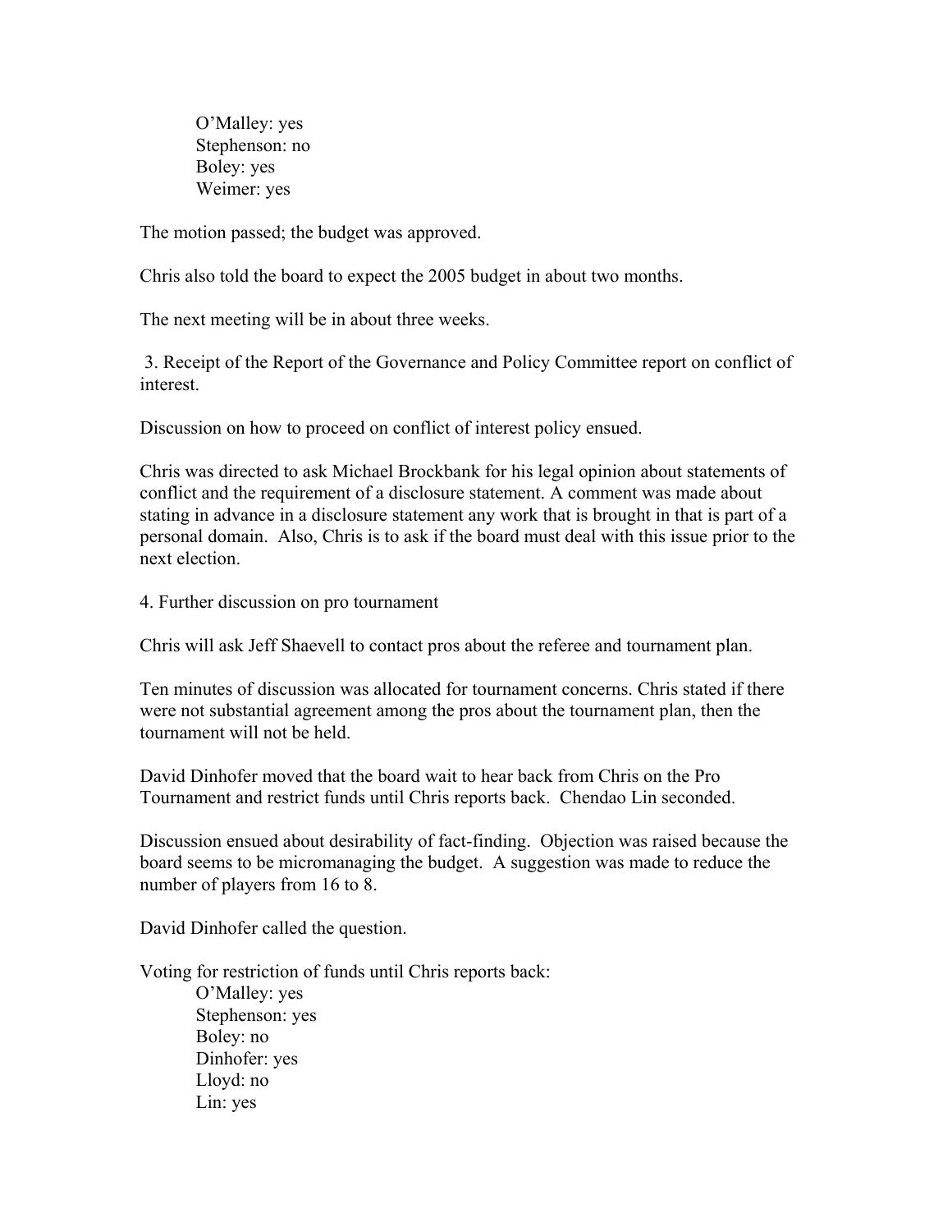O'Malley: yes
Stephenson: no
Boley: yes
Weimer: yes

The motion passed; the budget was approved.

Chris also told the board to expect the 2005 budget in about two months.

The next meeting will be in about three weeks.

3. Receipt of the Report of the Governance and Policy Committee report on conflict of interest.

Discussion on how to proceed on conflict of interest policy ensued.

Chris was directed to ask Michael Brockbank for his legal opinion about statements of conflict and the requirement of a disclosure statement. A comment was made about stating in advance in a disclosure statement any work that is brought in that is part of a personal domain. Also, Chris is to ask if the board must deal with this issue prior to the next election.

4. Further discussion on pro tournament

Chris will ask Jeff Shaevell to contact pros about the referee and tournament plan.

Ten minutes of discussion was allocated for tournament concerns. Chris stated if there were not substantial agreement among the pros about the tournament plan, then the tournament will not be held.

David Dinhofer moved that the board wait to hear back from Chris on the Pro Tournament and restrict funds until Chris reports back. Chendao Lin seconded.

Discussion ensued about desirability of fact-finding. Objection was raised because the board seems to be micromanaging the budget. A suggestion was made to reduce the number of players from 16 to 8.

David Dinhofer called the question.

Voting for restriction of funds until Chris reports back:

O'Malley: yes
Stephenson: yes
Boley: no
Dinhofer: yes
Lloyd: no
Lin: yes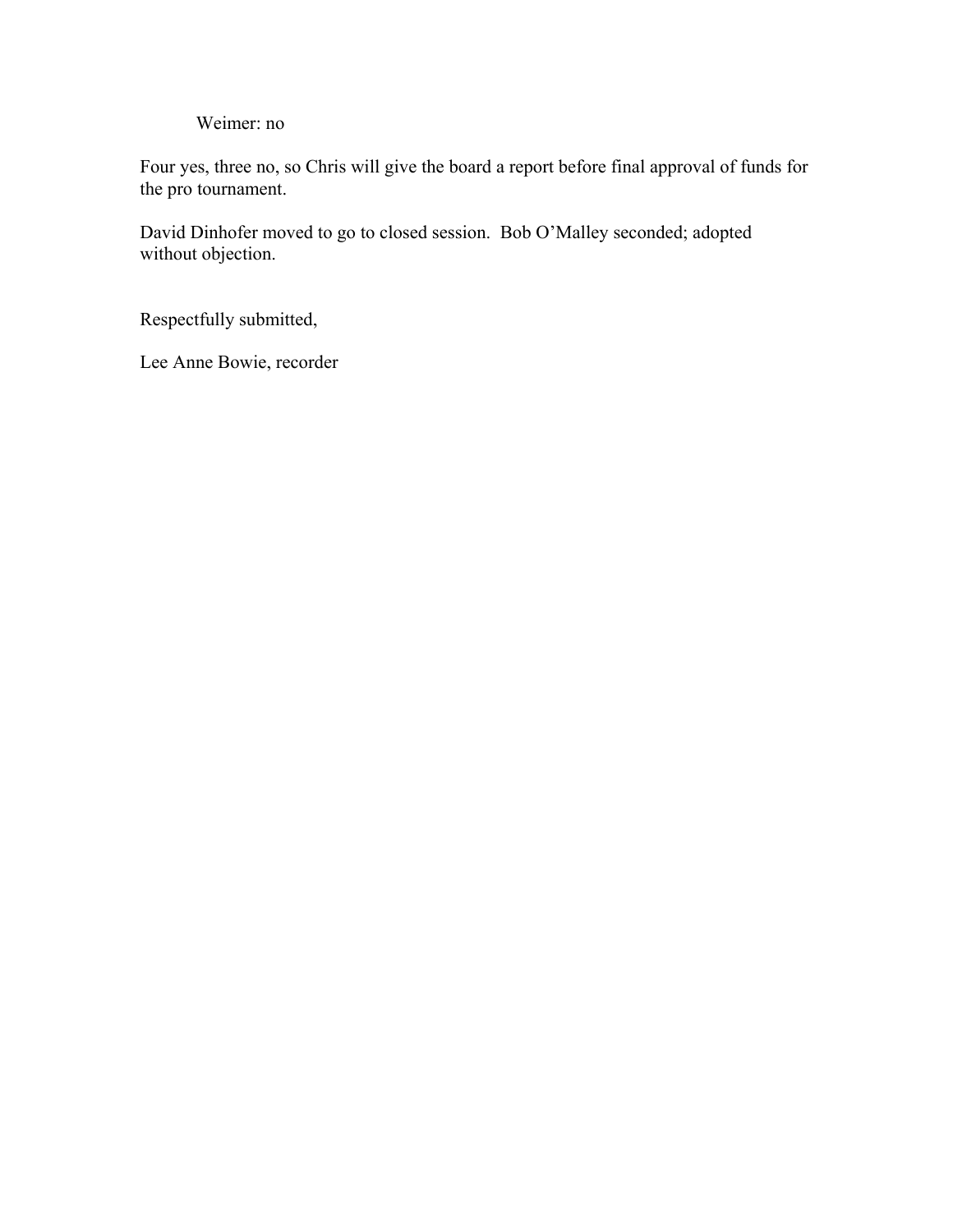Weimer: no

Four yes, three no, so Chris will give the board a report before final approval of funds for the pro tournament.

David Dinhofer moved to go to closed session. Bob O'Malley seconded; adopted without objection.

Respectfully submitted,

Lee Anne Bowie, recorder